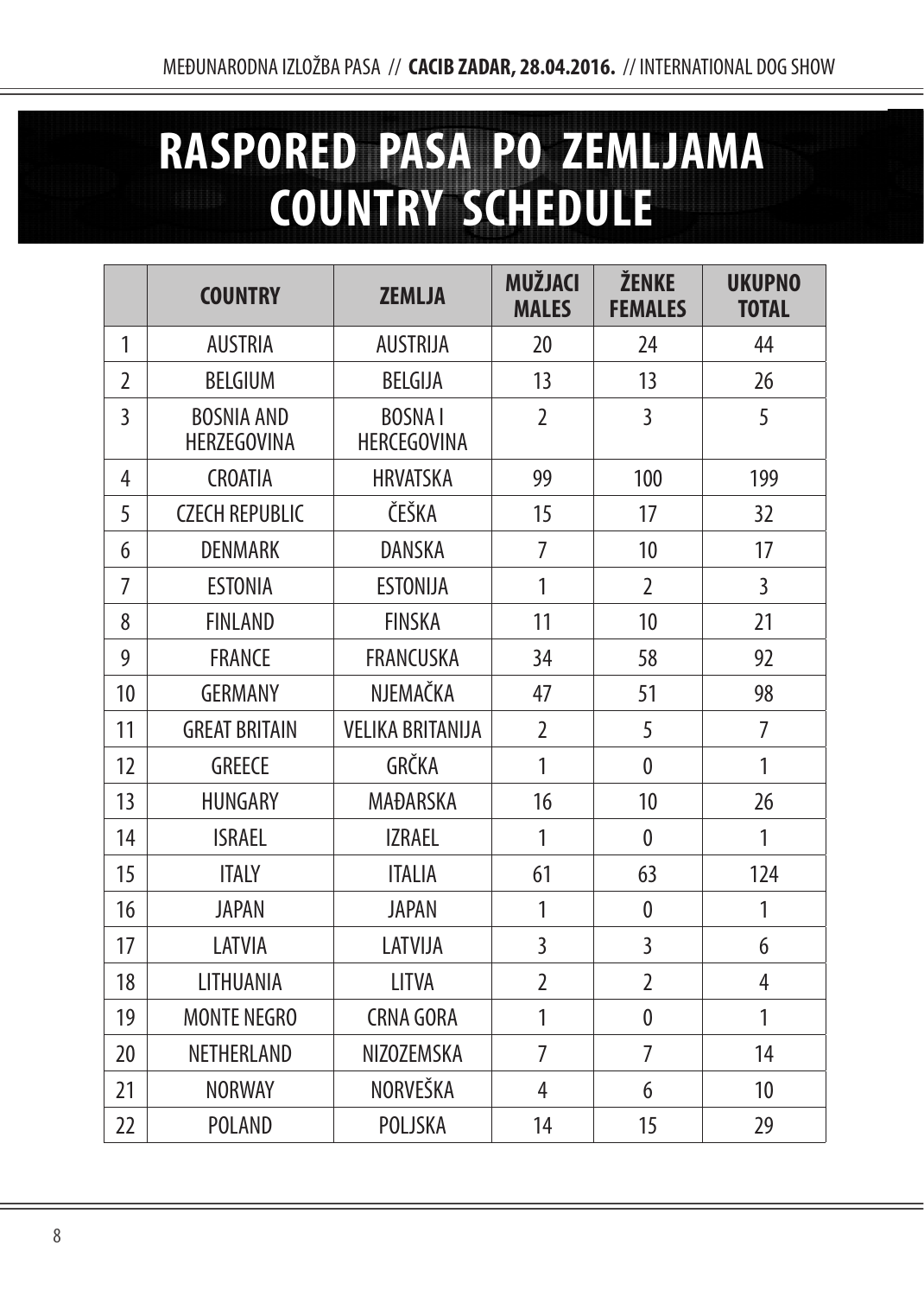# RASPORED PASA PO ZEMLJAMA
# COUNTRY SCHEDULE

| | COUNTRY | ZEMLJA | MUŽJACI MALES | ŽENKE FEMALES | UKUPNO TOTAL |
|---|---|---|---|---|---|
| 1 | AUSTRIA | AUSTRIJA | 20 | 24 | 44 |
| 2 | BELGIUM | BELGIJA | 13 | 13 | 26 |
| 3 | BOSNIA AND HERZEGOVINA | BOSNA I HERCEGOVINA | 2 | 3 | 5 |
| 4 | CROATIA | HRVATSKA | 99 | 100 | 199 |
| 5 | CZECH REPUBLIC | ČEŠKA | 15 | 17 | 32 |
| 6 | DENMARK | DANSKA | 7 | 10 | 17 |
| 7 | ESTONIA | ESTONIJA | 1 | 2 | 3 |
| 8 | FINLAND | FINSKA | 11 | 10 | 21 |
| 9 | FRANCE | FRANCUSKA | 34 | 58 | 92 |
| 10 | GERMANY | NJEMAČKA | 47 | 51 | 98 |
| 11 | GREAT BRITAIN | VELIKA BRITANIJA | 2 | 5 | 7 |
| 12 | GREECE | GRČKA | 1 | 0 | 1 |
| 13 | HUNGARY | MAĐARSKA | 16 | 10 | 26 |
| 14 | ISRAEL | IZRAEL | 1 | 0 | 1 |
| 15 | ITALY | ITALIA | 61 | 63 | 124 |
| 16 | JAPAN | JAPAN | 1 | 0 | 1 |
| 17 | LATVIA | LATVIJA | 3 | 3 | 6 |
| 18 | LITHUANIA | LITVA | 2 | 2 | 4 |
| 19 | MONTE NEGRO | CRNA GORA | 1 | 0 | 1 |
| 20 | NETHERLAND | NIZOZEMSKA | 7 | 7 | 14 |
| 21 | NORWAY | NORVEŠKA | 4 | 6 | 10 |
| 22 | POLAND | POLJSKA | 14 | 15 | 29 |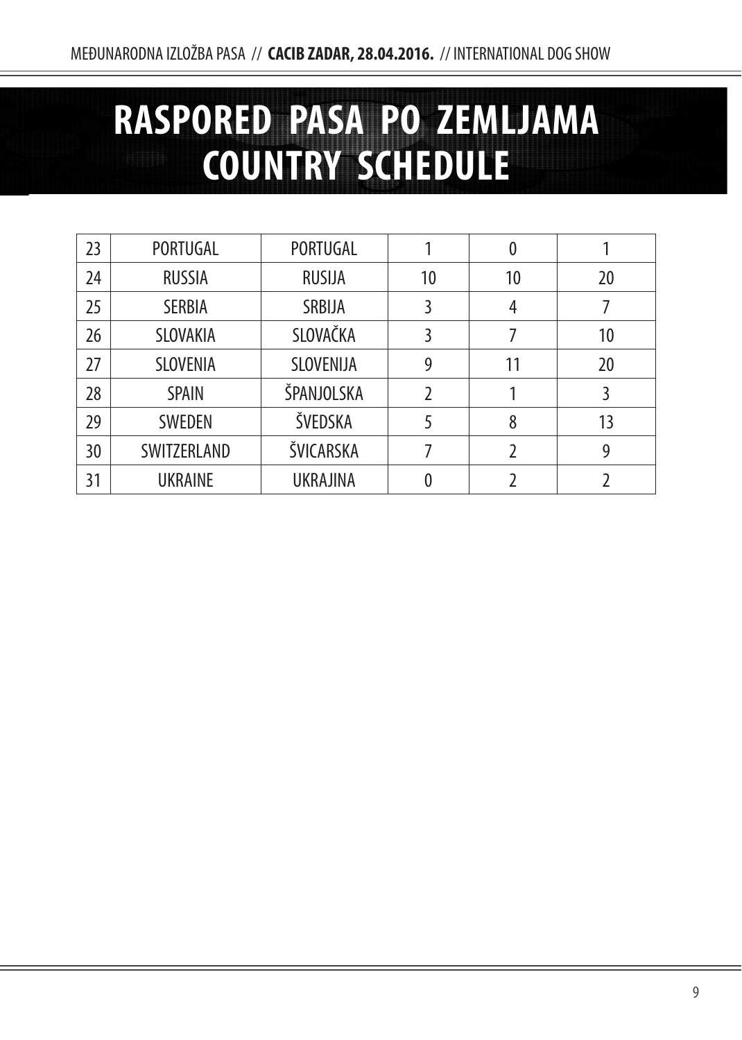# RASPORED PASA PO ZEMLJAMA
# COUNTRY SCHEDULE

| | | | | | |
|---|---|---|---|---|---|
| 23 | PORTUGAL | PORTUGAL | 1 | 0 | 1 |
| 24 | RUSSIA | RUSIJA | 10 | 10 | 20 |
| 25 | SERBIA | SRBIJA | 3 | 4 | 7 |
| 26 | SLOVAKIA | SLOVAČKA | 3 | 7 | 10 |
| 27 | SLOVENIA | SLOVENIJA | 9 | 11 | 20 |
| 28 | SPAIN | ŠPANJOLSKA | 2 | 1 | 3 |
| 29 | SWEDEN | ŠVEDSKA | 5 | 8 | 13 |
| 30 | SWITZERLAND | ŠVICARSKA | 7 | 2 | 9 |
| 31 | UKRAINE | UKRAJINA | 0 | 2 | 2 |